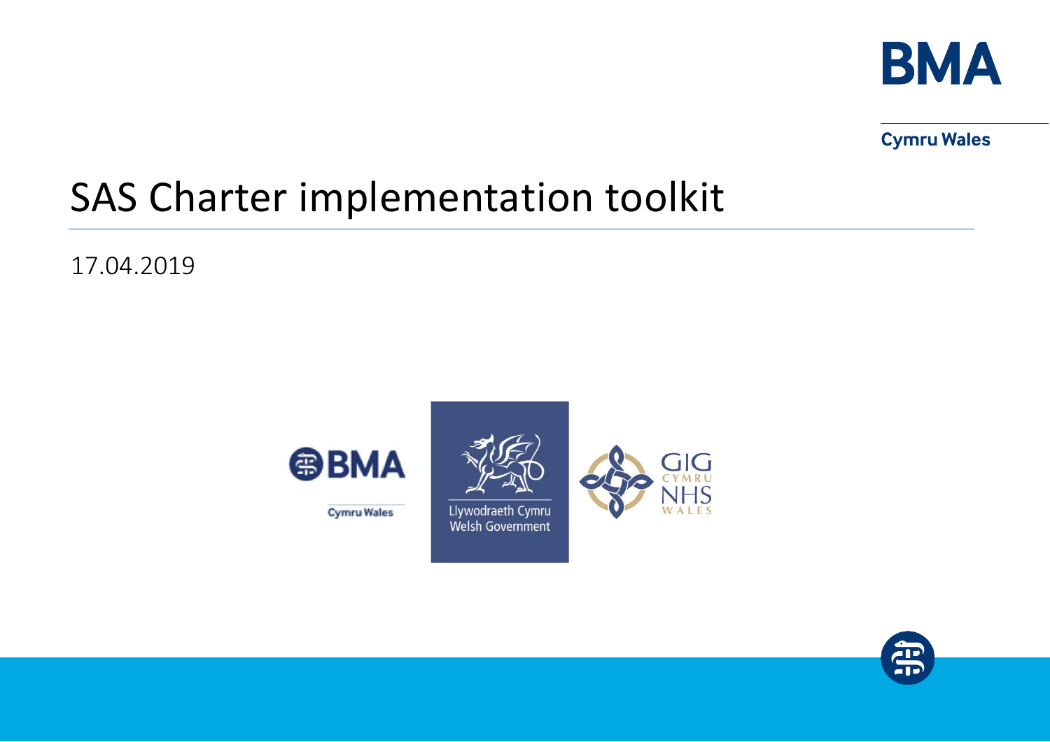# SAS Charter implementation toolkit

17.04.2019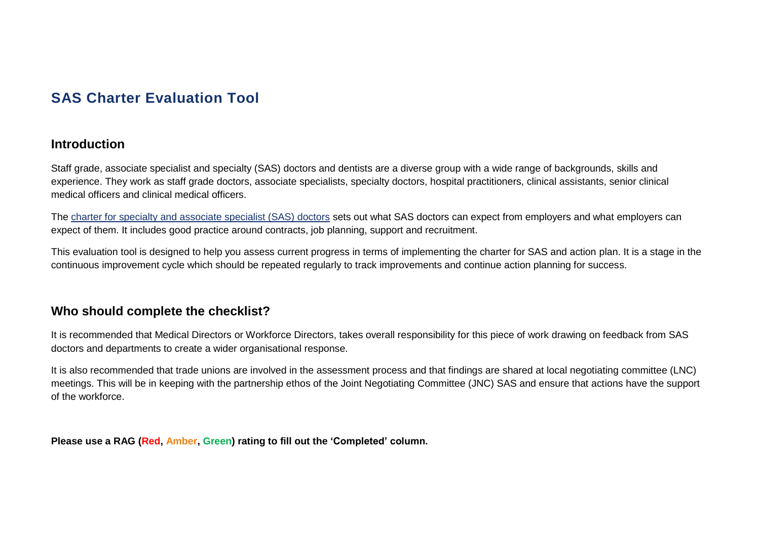# SAS Charter Evaluation Tool

## Introduction

Staff grade, associate specialist and specialty (SAS) doctors and dentists are a diverse group with a wide range of backgrounds, skills and experience. They work as staff grade doctors, associate specialists, specialty doctors, hospital practitioners, clinical assistants, senior clinical medical officers and clinical medical officers.

The charter for specialty and associate specialist (SAS) doctors sets out what SAS doctors can expect from employers and what employers can expect of them. It includes good practice around contracts, job planning, support and recruitment.

This evaluation tool is designed to help you assess current progress in terms of implementing the charter for SAS and action plan. It is a stage in the continuous improvement cycle which should be repeated regularly to track improvements and continue action planning for success.

## Who should complete the checklist?

It is recommended that Medical Directors or Workforce Directors, takes overall responsibility for this piece of work drawing on feedback from SAS doctors and departments to create a wider organisational response.

It is also recommended that trade unions are involved in the assessment process and that findings are shared at local negotiating committee (LNC) meetings. This will be in keeping with the partnership ethos of the Joint Negotiating Committee (JNC) SAS and ensure that actions have the support of the workforce.

**Please use a RAG (Red, Amber, Green) rating to fill out the 'Completed' column.**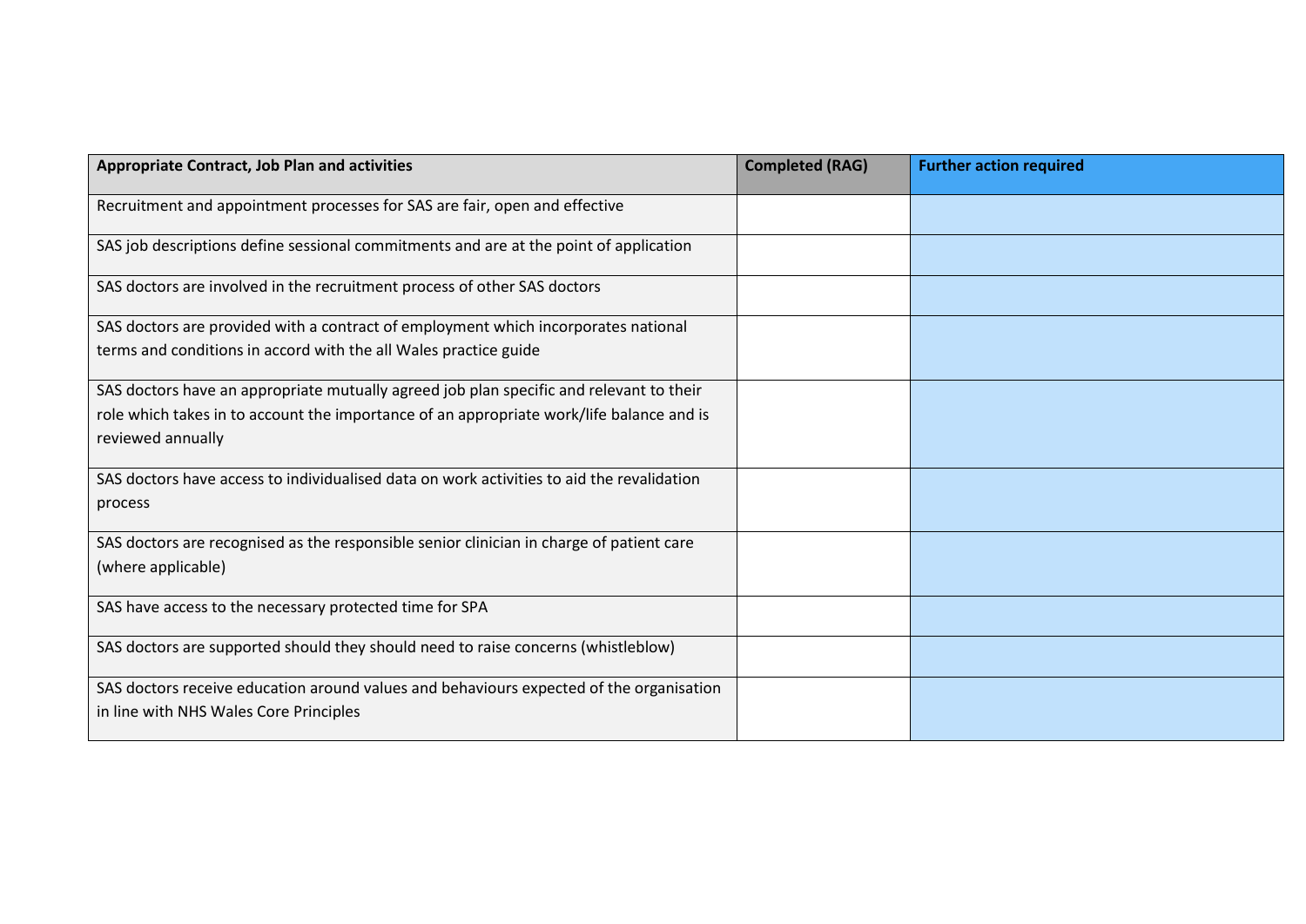| Appropriate Contract, Job Plan and activities | Completed (RAG) | Further action required |
|---|---|---|
| Recruitment and appointment processes for SAS are fair, open and effective | | |
| SAS job descriptions define sessional commitments and are at the point of application | | |
| SAS doctors are involved in the recruitment process of other SAS doctors | | |
| SAS doctors are provided with a contract of employment which incorporates national terms and conditions in accord with the all Wales practice guide | | |
| SAS doctors have an appropriate mutually agreed job plan specific and relevant to their role which takes in to account the importance of an appropriate work/life balance and is reviewed annually | | |
| SAS doctors have access to individualised data on work activities to aid the revalidation process | | |
| SAS doctors are recognised as the responsible senior clinician in charge of patient care (where applicable) | | |
| SAS have access to the necessary protected time for SPA | | |
| SAS doctors are supported should they should need to raise concerns (whistleblow) | | |
| SAS doctors receive education around values and behaviours expected of the organisation in line with NHS Wales Core Principles | | |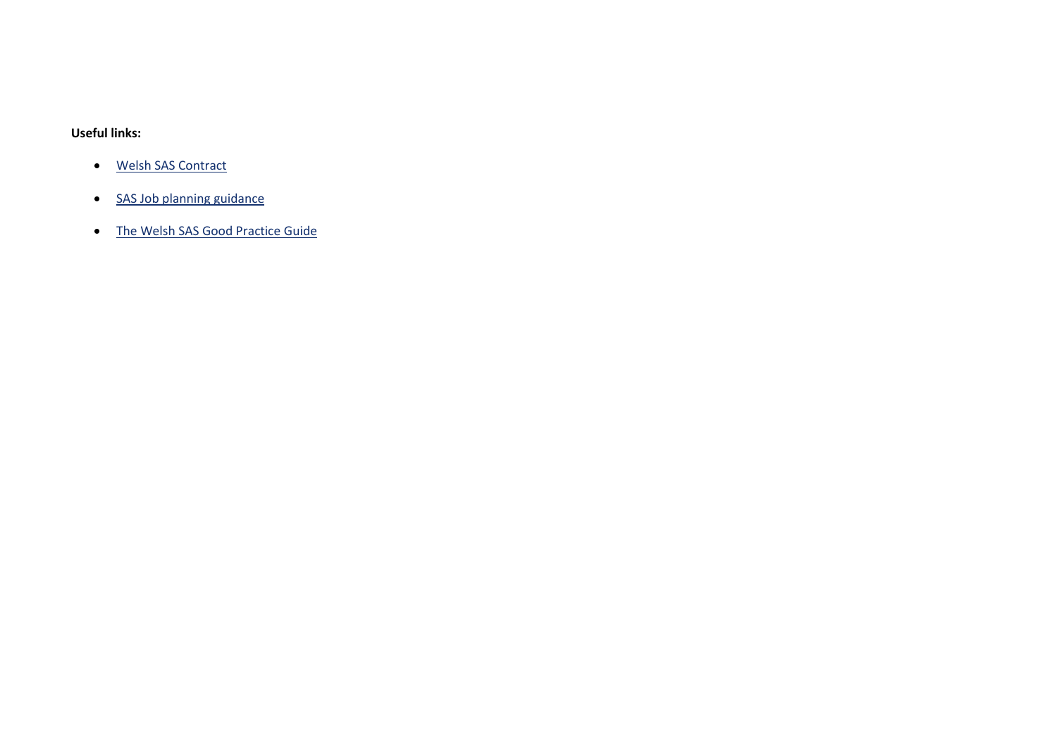**Useful links:**

- Welsh SAS Contract
- SAS Job planning guidance
- The Welsh SAS Good Practice Guide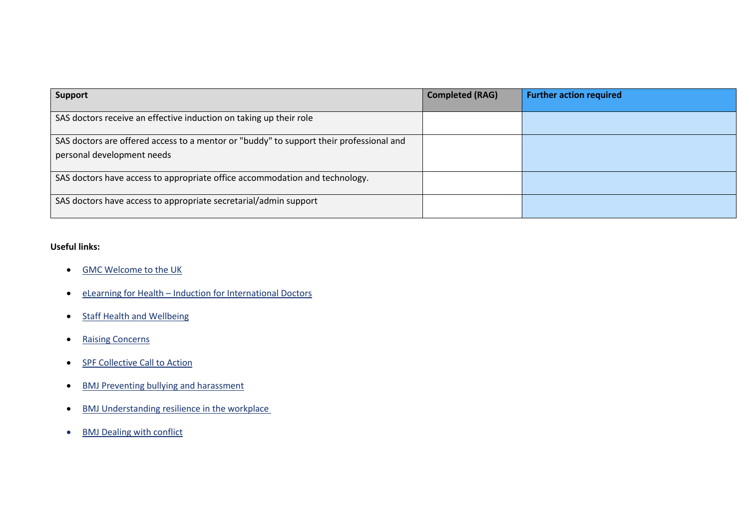| Support | Completed (RAG) | Further action required |
| --- | --- | --- |
| SAS doctors receive an effective induction on taking up their role | | |
| SAS doctors are offered access to a mentor or "buddy" to support their professional and personal development needs | | |
| SAS doctors have access to appropriate office accommodation and technology. | | |
| SAS doctors have access to appropriate secretarial/admin support | | |

**Useful links:**

- GMC Welcome to the UK
- eLearning for Health – Induction for International Doctors
- Staff Health and Wellbeing
- Raising Concerns
- SPF Collective Call to Action
- BMJ Preventing bullying and harassment
- BMJ Understanding resilience in the workplace
- BMJ Dealing with conflict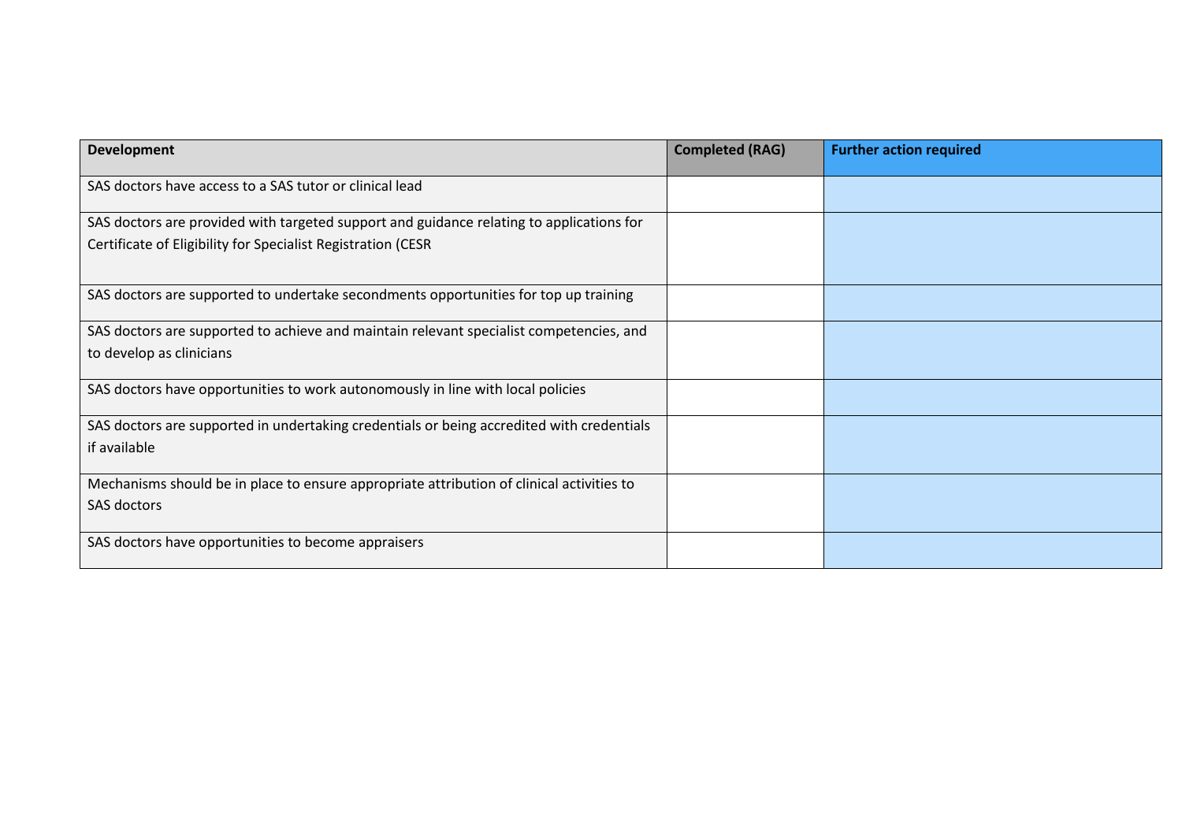| Development | Completed (RAG) | Further action required |
| --- | --- | --- |
| SAS doctors have access to a SAS tutor or clinical lead | | |
| SAS doctors are provided with targeted support and guidance relating to applications for Certificate of Eligibility for Specialist Registration (CESR | | |
| SAS doctors are supported to undertake secondments opportunities for top up training | | |
| SAS doctors are supported to achieve and maintain relevant specialist competencies, and to develop as clinicians | | |
| SAS doctors have opportunities to work autonomously in line with local policies | | |
| SAS doctors are supported in undertaking credentials or being accredited with credentials if available | | |
| Mechanisms should be in place to ensure appropriate attribution of clinical activities to SAS doctors | | |
| SAS doctors have opportunities to become appraisers | | |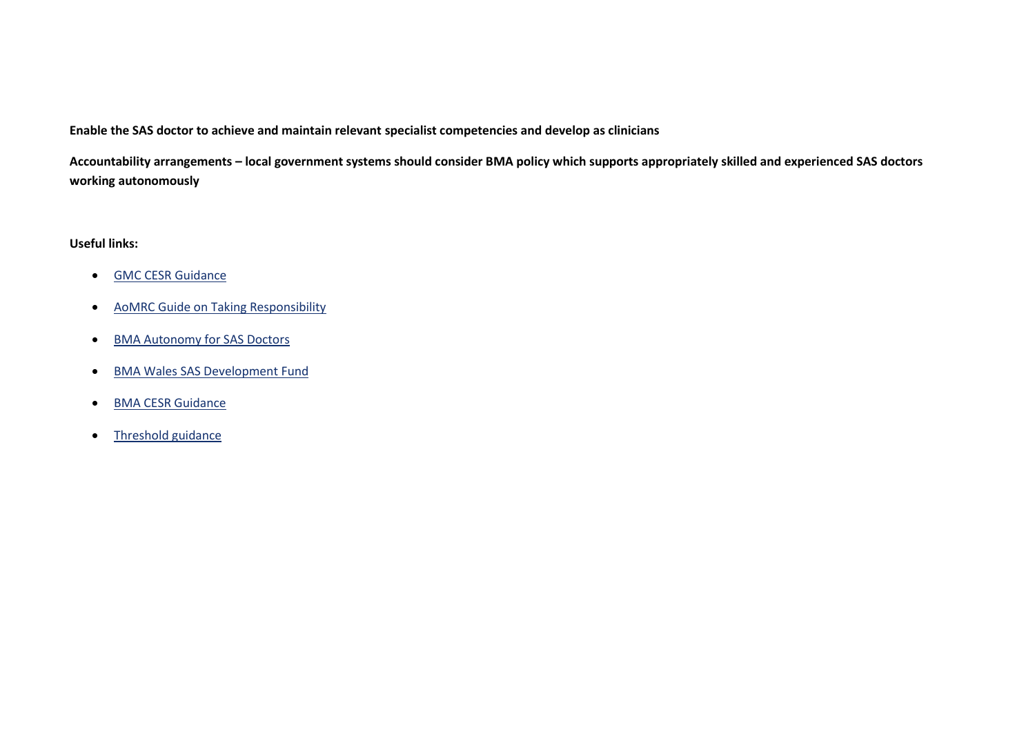**Enable the SAS doctor to achieve and maintain relevant specialist competencies and develop as clinicians**

**Accountability arrangements – local government systems should consider BMA policy which supports appropriately skilled and experienced SAS doctors working autonomously**

**Useful links:**

- GMC CESR Guidance
- AoMRC Guide on Taking Responsibility
- BMA Autonomy for SAS Doctors
- BMA Wales SAS Development Fund
- BMA CESR Guidance
- Threshold guidance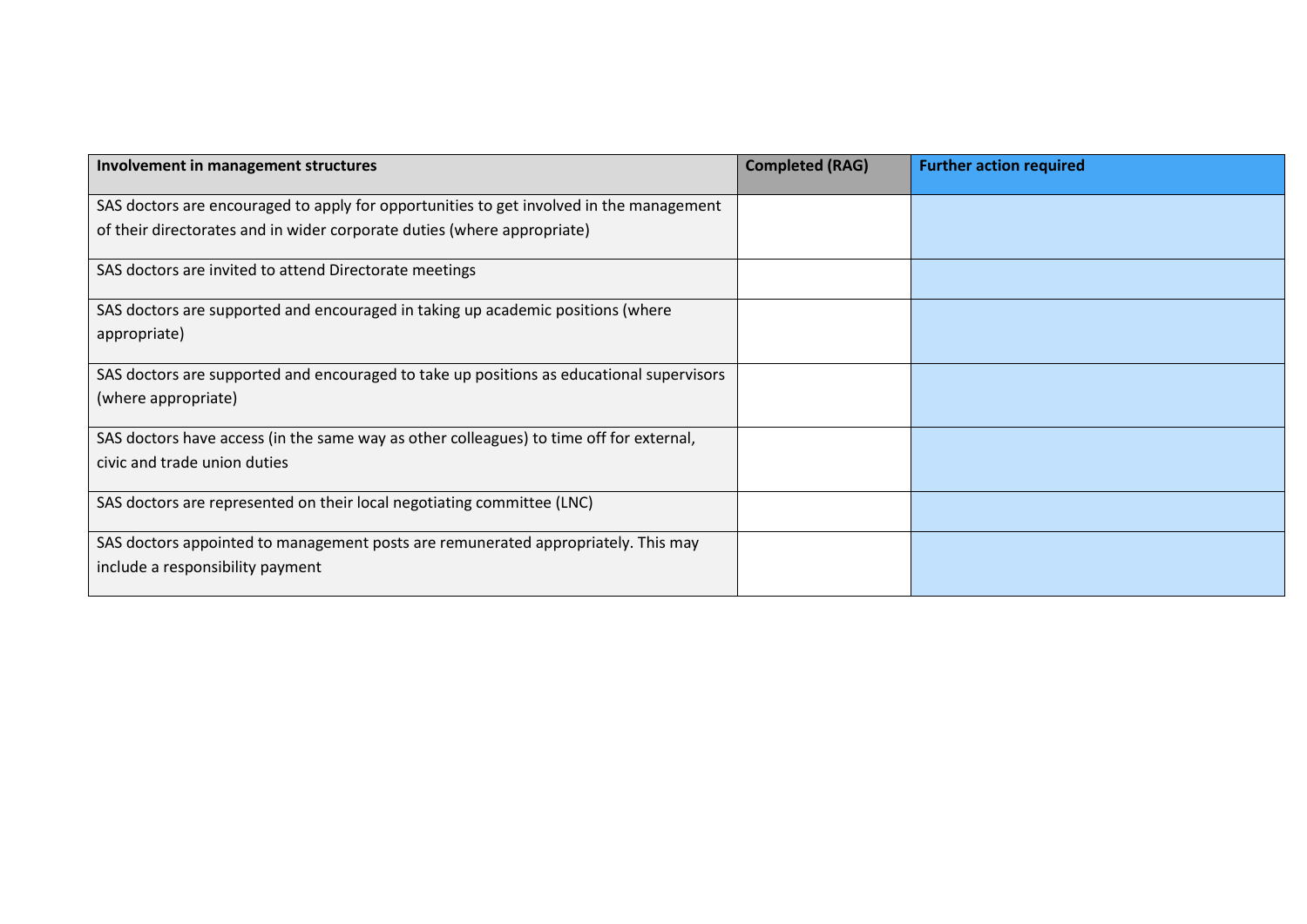| **Involvement in management structures** | **Completed (RAG)** | **Further action required** |
| --- | --- | --- |
| SAS doctors are encouraged to apply for opportunities to get involved in the management of their directorates and in wider corporate duties (where appropriate) | | |
| SAS doctors are invited to attend Directorate meetings | | |
| SAS doctors are supported and encouraged in taking up academic positions (where appropriate) | | |
| SAS doctors are supported and encouraged to take up positions as educational supervisors (where appropriate) | | |
| SAS doctors have access (in the same way as other colleagues) to time off for external, civic and trade union duties | | |
| SAS doctors are represented on their local negotiating committee (LNC) | | |
| SAS doctors appointed to management posts are remunerated appropriately. This may include a responsibility payment | | |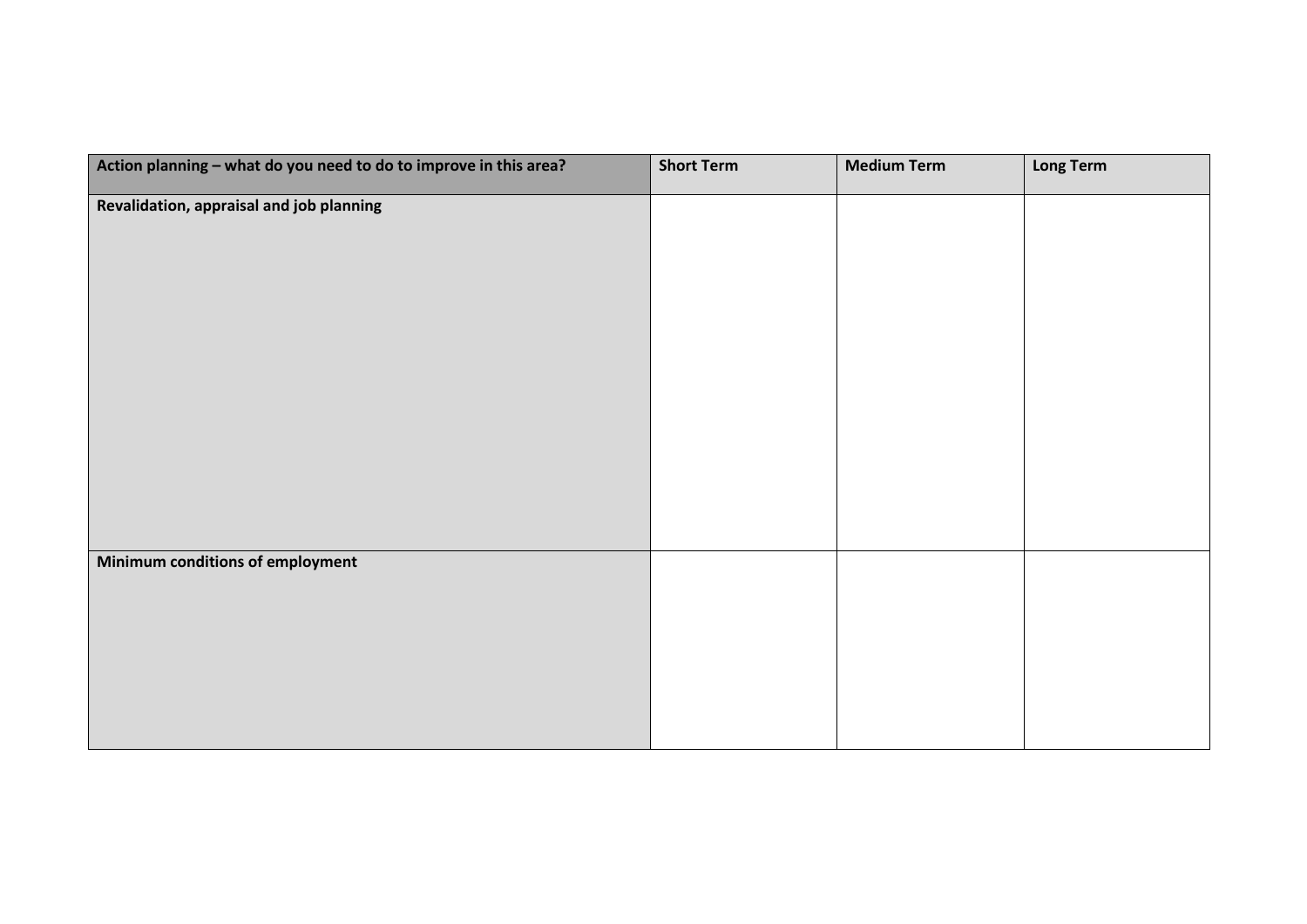| **Action planning – what do you need to do to improve in this area?** | **Short Term** | **Medium Term** | **Long Term** |
|---|---|---|---|
| **Revalidation, appraisal and job planning** | | | |
| **Minimum conditions of employment** | | | |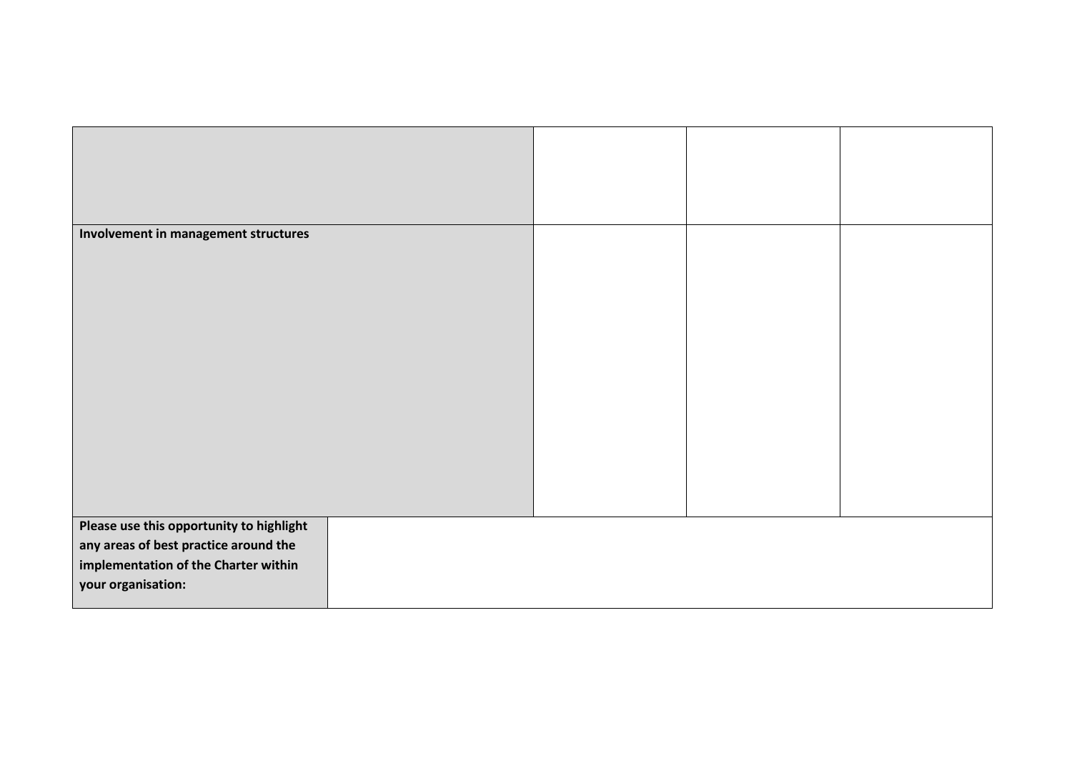| | | | |
|---|---|---|---|
| | | | |
| **Involvement in management structures** | | | |

| | |
|---|---|
| **Please use this opportunity to highlight any areas of best practice around the implementation of the Charter within your organisation:** | |